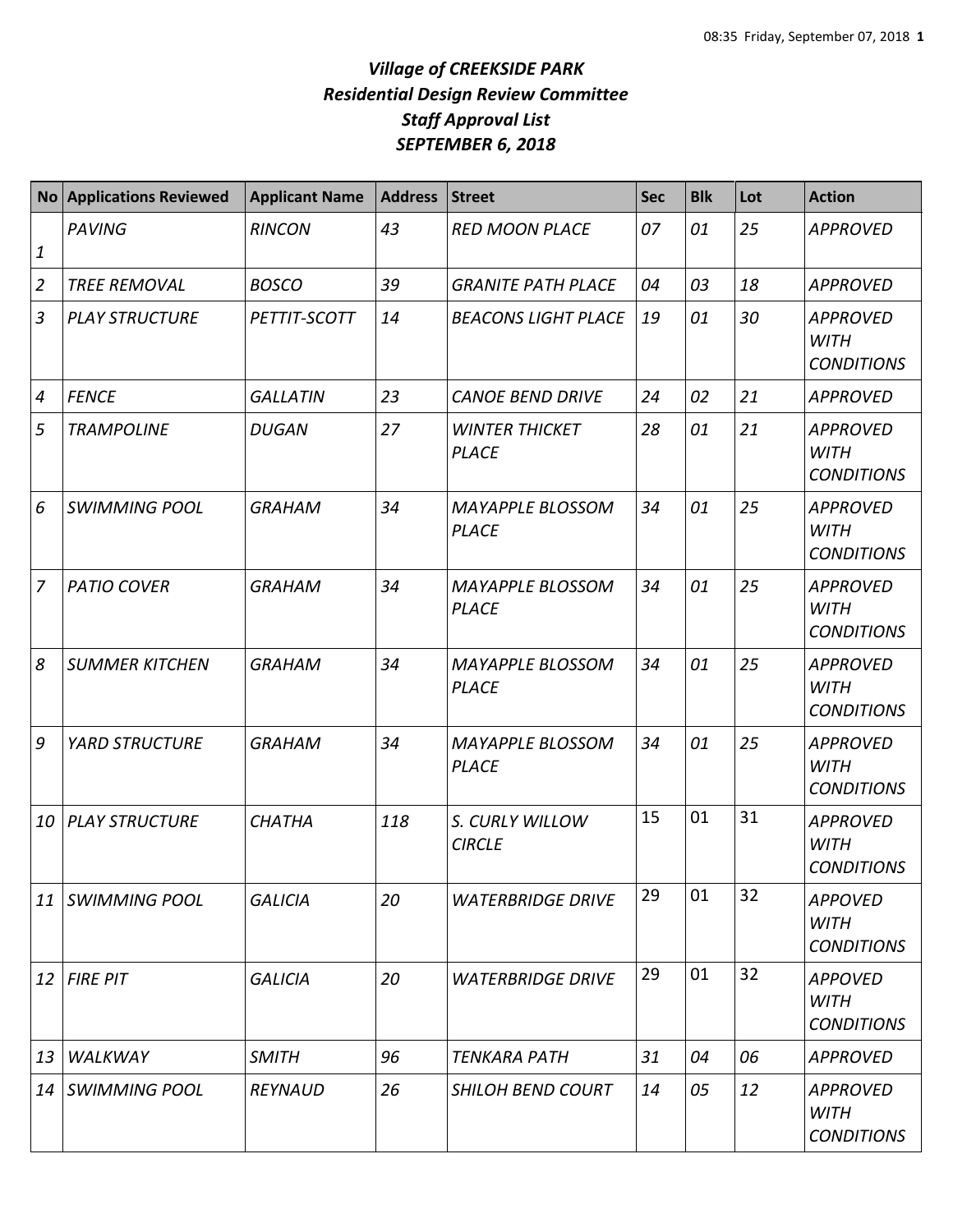# *Village of CREEKSIDE PARK*
## *Residential Design Review Committee*
## *Staff Approval List*
## *SEPTEMBER 6, 2018*

| No | Applications Reviewed | Applicant Name | Address | Street | Sec | Blk | Lot | Action |
|---|---|---|---|---|---|---|---|---|
| *1* | *PAVING* | *RINCON* | *43* | *RED MOON PLACE* | *07* | *01* | *25* | *APPROVED* |
| *2* | *TREE REMOVAL* | *BOSCO* | *39* | *GRANITE PATH PLACE* | *04* | *03* | *18* | *APPROVED* |
| *3* | *PLAY STRUCTURE* | *PETTIT-SCOTT* | *14* | *BEACONS LIGHT PLACE* | *19* | *01* | *30* | *APPROVED WITH CONDITIONS* |
| *4* | *FENCE* | *GALLATIN* | *23* | *CANOE BEND DRIVE* | *24* | *02* | *21* | *APPROVED* |
| *5* | *TRAMPOLINE* | *DUGAN* | *27* | *WINTER THICKET PLACE* | *28* | *01* | *21* | *APPROVED WITH CONDITIONS* |
| *6* | *SWIMMING POOL* | *GRAHAM* | *34* | *MAYAPPLE BLOSSOM PLACE* | *34* | *01* | *25* | *APPROVED WITH CONDITIONS* |
| *7* | *PATIO COVER* | *GRAHAM* | *34* | *MAYAPPLE BLOSSOM PLACE* | *34* | *01* | *25* | *APPROVED WITH CONDITIONS* |
| *8* | *SUMMER KITCHEN* | *GRAHAM* | *34* | *MAYAPPLE BLOSSOM PLACE* | *34* | *01* | *25* | *APPROVED WITH CONDITIONS* |
| *9* | *YARD STRUCTURE* | *GRAHAM* | *34* | *MAYAPPLE BLOSSOM PLACE* | *34* | *01* | *25* | *APPROVED WITH CONDITIONS* |
| *10* | *PLAY STRUCTURE* | *CHATHA* | *118* | *S. CURLY WILLOW CIRCLE* | 15 | 01 | 31 | *APPROVED WITH CONDITIONS* |
| *11* | *SWIMMING POOL* | *GALICIA* | *20* | *WATERBRIDGE DRIVE* | 29 | 01 | 32 | *APPOVED WITH CONDITIONS* |
| *12* | *FIRE PIT* | *GALICIA* | *20* | *WATERBRIDGE DRIVE* | 29 | 01 | 32 | *APPOVED WITH CONDITIONS* |
| *13* | *WALKWAY* | *SMITH* | *96* | *TENKARA PATH* | *31* | *04* | *06* | *APPROVED* |
| *14* | *SWIMMING POOL* | *REYNAUD* | *26* | *SHILOH BEND COURT* | *14* | *05* | *12* | *APPROVED WITH CONDITIONS* |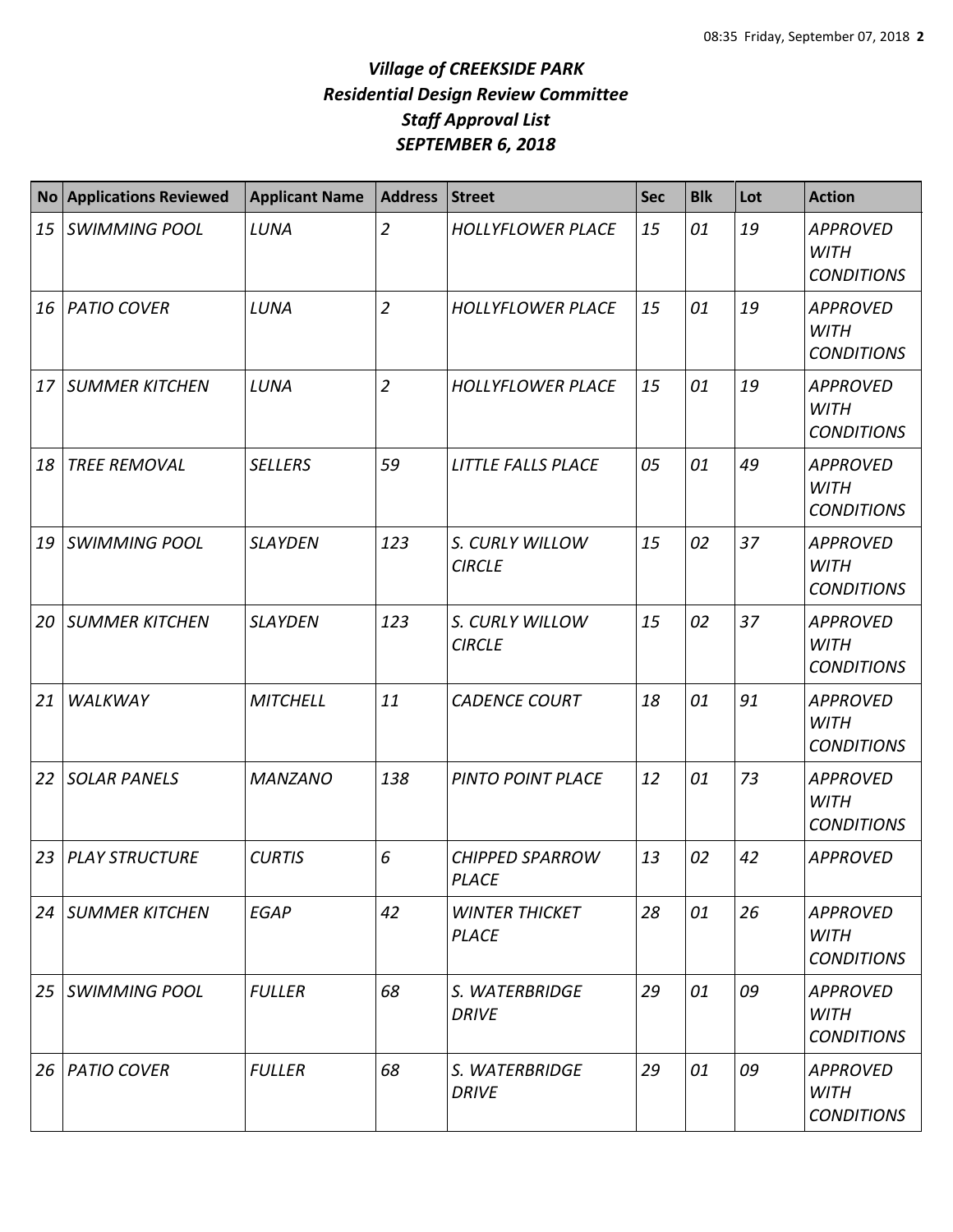# *Village of CREEKSIDE PARK*
# *Residential Design Review Committee*
# *Staff Approval List*
# *SEPTEMBER 6, 2018*

| No | Applications Reviewed | Applicant Name | Address | Street | Sec | Blk | Lot | Action |
|---|---|---|---|---|---|---|---|---|
| *15* | *SWIMMING POOL* | *LUNA* | *2* | *HOLLYFLOWER PLACE* | *15* | *01* | *19* | *APPROVED WITH CONDITIONS* |
| *16* | *PATIO COVER* | *LUNA* | *2* | *HOLLYFLOWER PLACE* | *15* | *01* | *19* | *APPROVED WITH CONDITIONS* |
| *17* | *SUMMER KITCHEN* | *LUNA* | *2* | *HOLLYFLOWER PLACE* | *15* | *01* | *19* | *APPROVED WITH CONDITIONS* |
| *18* | *TREE REMOVAL* | *SELLERS* | *59* | *LITTLE FALLS PLACE* | *05* | *01* | *49* | *APPROVED WITH CONDITIONS* |
| *19* | *SWIMMING POOL* | *SLAYDEN* | *123* | *S. CURLY WILLOW CIRCLE* | *15* | *02* | *37* | *APPROVED WITH CONDITIONS* |
| *20* | *SUMMER KITCHEN* | *SLAYDEN* | *123* | *S. CURLY WILLOW CIRCLE* | *15* | *02* | *37* | *APPROVED WITH CONDITIONS* |
| *21* | *WALKWAY* | *MITCHELL* | *11* | *CADENCE COURT* | *18* | *01* | *91* | *APPROVED WITH CONDITIONS* |
| *22* | *SOLAR PANELS* | *MANZANO* | *138* | *PINTO POINT PLACE* | *12* | *01* | *73* | *APPROVED WITH CONDITIONS* |
| *23* | *PLAY STRUCTURE* | *CURTIS* | *6* | *CHIPPED SPARROW PLACE* | *13* | *02* | *42* | *APPROVED* |
| *24* | *SUMMER KITCHEN* | *EGAP* | *42* | *WINTER THICKET PLACE* | *28* | *01* | *26* | *APPROVED WITH CONDITIONS* |
| *25* | *SWIMMING POOL* | *FULLER* | *68* | *S. WATERBRIDGE DRIVE* | *29* | *01* | *09* | *APPROVED WITH CONDITIONS* |
| *26* | *PATIO COVER* | *FULLER* | *68* | *S. WATERBRIDGE DRIVE* | *29* | *01* | *09* | *APPROVED WITH CONDITIONS* |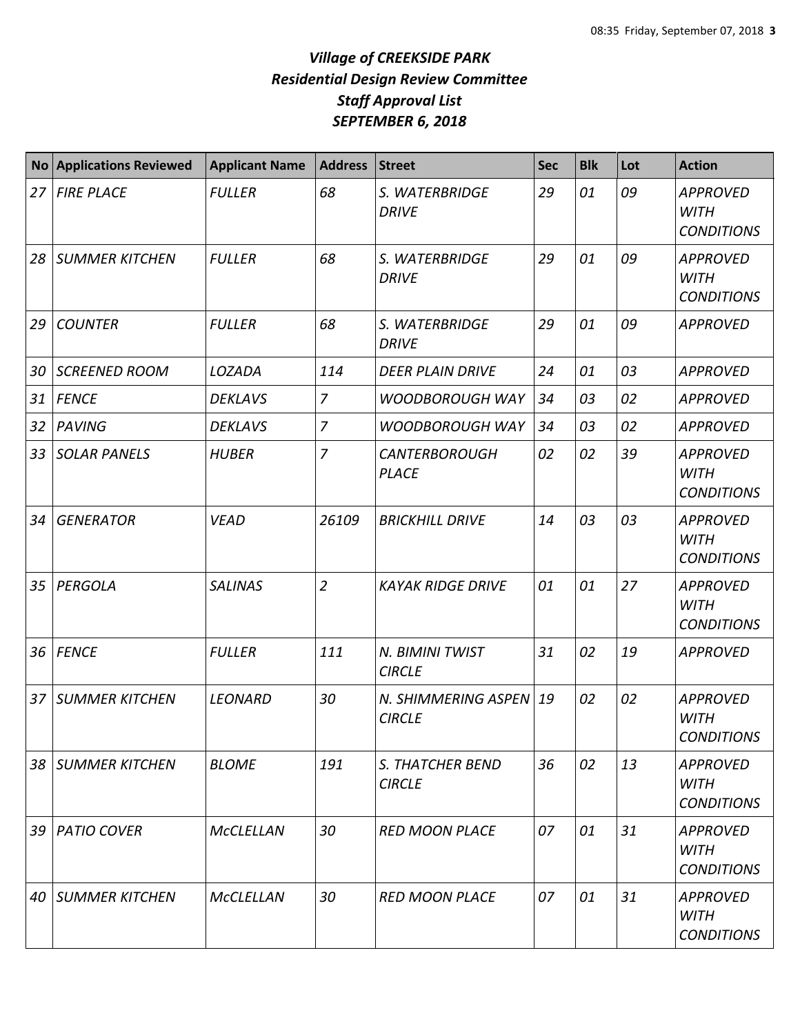# *Village of CREEKSIDE PARK*
# *Residential Design Review Committee*
# *Staff Approval List*
# *SEPTEMBER 6, 2018*

| No | Applications Reviewed | Applicant Name | Address | Street | Sec | Blk | Lot | Action |
|---|---|---|---|---|---|---|---|---|
| *27* | *FIRE PLACE* | *FULLER* | *68* | *S. WATERBRIDGE DRIVE* | *29* | *01* | *09* | *APPROVED WITH CONDITIONS* |
| *28* | *SUMMER KITCHEN* | *FULLER* | *68* | *S. WATERBRIDGE DRIVE* | *29* | *01* | *09* | *APPROVED WITH CONDITIONS* |
| *29* | *COUNTER* | *FULLER* | *68* | *S. WATERBRIDGE DRIVE* | *29* | *01* | *09* | *APPROVED* |
| *30* | *SCREENED ROOM* | *LOZADA* | *114* | *DEER PLAIN DRIVE* | *24* | *01* | *03* | *APPROVED* |
| *31* | *FENCE* | *DEKLAVS* | *7* | *WOODBOROUGH WAY* | *34* | *03* | *02* | *APPROVED* |
| *32* | *PAVING* | *DEKLAVS* | *7* | *WOODBOROUGH WAY* | *34* | *03* | *02* | *APPROVED* |
| *33* | *SOLAR PANELS* | *HUBER* | *7* | *CANTERBOROUGH PLACE* | *02* | *02* | *39* | *APPROVED WITH CONDITIONS* |
| *34* | *GENERATOR* | *VEAD* | *26109* | *BRICKHILL DRIVE* | *14* | *03* | *03* | *APPROVED WITH CONDITIONS* |
| *35* | *PERGOLA* | *SALINAS* | *2* | *KAYAK RIDGE DRIVE* | *01* | *01* | *27* | *APPROVED WITH CONDITIONS* |
| *36* | *FENCE* | *FULLER* | *111* | *N. BIMINI TWIST CIRCLE* | *31* | *02* | *19* | *APPROVED* |
| *37* | *SUMMER KITCHEN* | *LEONARD* | *30* | *N. SHIMMERING ASPEN CIRCLE* | *19* | *02* | *02* | *APPROVED WITH CONDITIONS* |
| *38* | *SUMMER KITCHEN* | *BLOME* | *191* | *S. THATCHER BEND CIRCLE* | *36* | *02* | *13* | *APPROVED WITH CONDITIONS* |
| *39* | *PATIO COVER* | *McCLELLAN* | *30* | *RED MOON PLACE* | *07* | *01* | *31* | *APPROVED WITH CONDITIONS* |
| *40* | *SUMMER KITCHEN* | *McCLELLAN* | *30* | *RED MOON PLACE* | *07* | *01* | *31* | *APPROVED WITH CONDITIONS* |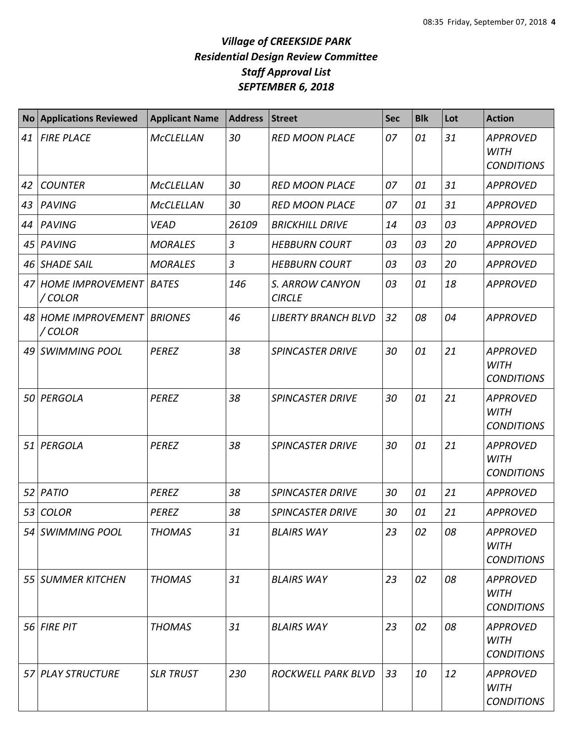# *Village of CREEKSIDE PARK*
# *Residential Design Review Committee*
# *Staff Approval List*
# *SEPTEMBER 6, 2018*

| No | Applications Reviewed | Applicant Name | Address | Street | Sec | Blk | Lot | Action |
|---|---|---|---|---|---|---|---|---|
| *41* | *FIRE PLACE* | *McCLELLAN* | *30* | *RED MOON PLACE* | *07* | *01* | *31* | *APPROVED WITH CONDITIONS* |
| *42* | *COUNTER* | *McCLELLAN* | *30* | *RED MOON PLACE* | *07* | *01* | *31* | *APPROVED* |
| *43* | *PAVING* | *McCLELLAN* | *30* | *RED MOON PLACE* | *07* | *01* | *31* | *APPROVED* |
| *44* | *PAVING* | *VEAD* | *26109* | *BRICKHILL DRIVE* | *14* | *03* | *03* | *APPROVED* |
| *45* | *PAVING* | *MORALES* | *3* | *HEBBURN COURT* | *03* | *03* | *20* | *APPROVED* |
| *46* | *SHADE SAIL* | *MORALES* | *3* | *HEBBURN COURT* | *03* | *03* | *20* | *APPROVED* |
| *47* | *HOME IMPROVEMENT / COLOR* | *BATES* | *146* | *S. ARROW CANYON CIRCLE* | *03* | *01* | *18* | *APPROVED* |
| *48* | *HOME IMPROVEMENT / COLOR* | *BRIONES* | *46* | *LIBERTY BRANCH BLVD* | *32* | *08* | *04* | *APPROVED* |
| *49* | *SWIMMING POOL* | *PEREZ* | *38* | *SPINCASTER DRIVE* | *30* | *01* | *21* | *APPROVED WITH CONDITIONS* |
| *50* | *PERGOLA* | *PEREZ* | *38* | *SPINCASTER DRIVE* | *30* | *01* | *21* | *APPROVED WITH CONDITIONS* |
| *51* | *PERGOLA* | *PEREZ* | *38* | *SPINCASTER DRIVE* | *30* | *01* | *21* | *APPROVED WITH CONDITIONS* |
| *52* | *PATIO* | *PEREZ* | *38* | *SPINCASTER DRIVE* | *30* | *01* | *21* | *APPROVED* |
| *53* | *COLOR* | *PEREZ* | *38* | *SPINCASTER DRIVE* | *30* | *01* | *21* | *APPROVED* |
| *54* | *SWIMMING POOL* | *THOMAS* | *31* | *BLAIRS WAY* | *23* | *02* | *08* | *APPROVED WITH CONDITIONS* |
| *55* | *SUMMER KITCHEN* | *THOMAS* | *31* | *BLAIRS WAY* | *23* | *02* | *08* | *APPROVED WITH CONDITIONS* |
| *56* | *FIRE PIT* | *THOMAS* | *31* | *BLAIRS WAY* | *23* | *02* | *08* | *APPROVED WITH CONDITIONS* |
| *57* | *PLAY STRUCTURE* | *SLR TRUST* | *230* | *ROCKWELL PARK BLVD* | *33* | *10* | *12* | *APPROVED WITH CONDITIONS* |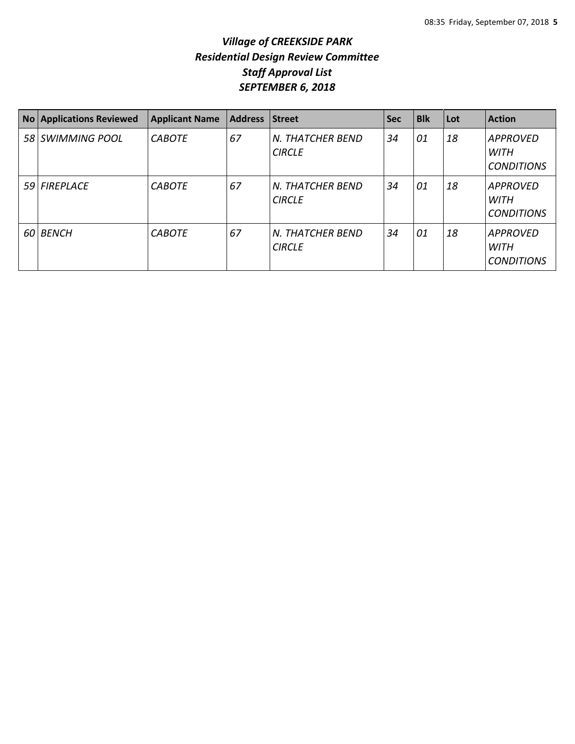# *Village of CREEKSIDE PARK*
## *Residential Design Review Committee*
## *Staff Approval List*
## *SEPTEMBER 6, 2018*

| No | Applications Reviewed | Applicant Name | Address | Street | Sec | Blk | Lot | Action |
|---|---|---|---|---|---|---|---|---|
| 58 | *SWIMMING POOL* | *CABOTE* | *67* | *N. THATCHER BEND CIRCLE* | *34* | *01* | *18* | *APPROVED WITH CONDITIONS* |
| 59 | *FIREPLACE* | *CABOTE* | *67* | *N. THATCHER BEND CIRCLE* | *34* | *01* | *18* | *APPROVED WITH CONDITIONS* |
| 60 | *BENCH* | *CABOTE* | *67* | *N. THATCHER BEND CIRCLE* | *34* | *01* | *18* | *APPROVED WITH CONDITIONS* |